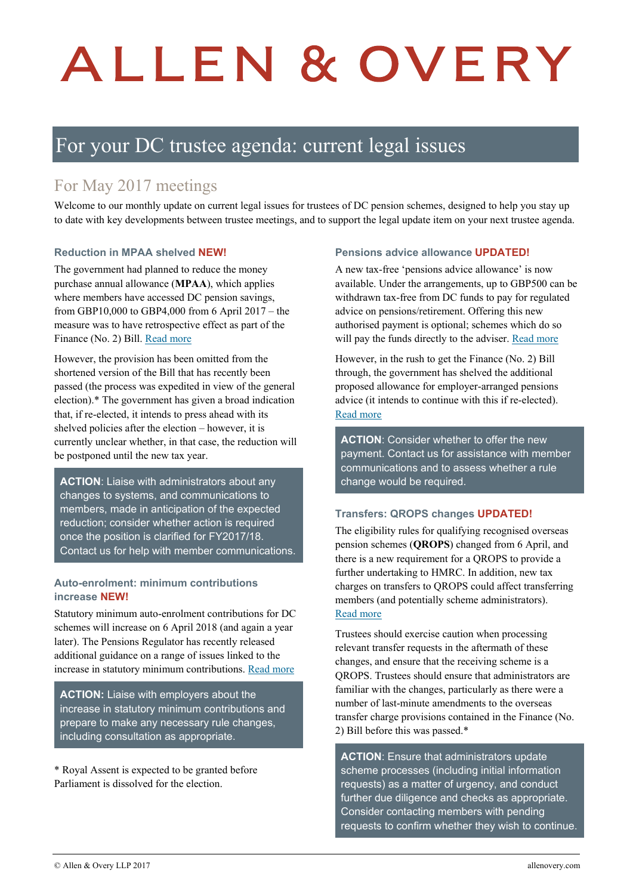# ALLEN & OVERY

## For your DC trustee agenda: current legal issues

### For May 2017 meetings

Welcome to our monthly update on current legal issues for trustees of DC pension schemes, designed to help you stay up to date with key developments between trustee meetings, and to support the legal update item on your next trustee agenda.

#### Reduction in MPAA shelved NEW!

The government had planned to reduce the money purchase annual allowance (**MPAA**), which applies where members have accessed DC pension savings, from GBP10,000 to GBP4,000 from 6 April 2017 – the measure was to have retrospective effect as part of the Finance (No. 2) Bill. Read more

However, the provision has been omitted from the shortened version of the Bill that has recently been passed (the process was expedited in view of the general election).* The government has given a broad indication that, if re-elected, it intends to press ahead with its shelved policies after the election – however, it is currently unclear whether, in that case, the reduction will be postponed until the new tax year.

> **ACTION**: Liaise with administrators about any changes to systems, and communications to members, made in anticipation of the expected reduction; consider whether action is required once the position is clarified for FY2017/18. Contact us for help with member communications.

#### Auto-enrolment: minimum contributions increase NEW!

Statutory minimum auto-enrolment contributions for DC schemes will increase on 6 April 2018 (and again a year later). The Pensions Regulator has recently released additional guidance on a range of issues linked to the increase in statutory minimum contributions. Read more

> **ACTION:** Liaise with employers about the increase in statutory minimum contributions and prepare to make any necessary rule changes, including consultation as appropriate.

* Royal Assent is expected to be granted before Parliament is dissolved for the election.

#### Pensions advice allowance UPDATED!

A new tax-free 'pensions advice allowance' is now available. Under the arrangements, up to GBP500 can be withdrawn tax-free from DC funds to pay for regulated advice on pensions/retirement. Offering this new authorised payment is optional; schemes which do so will pay the funds directly to the adviser. Read more

However, in the rush to get the Finance (No. 2) Bill through, the government has shelved the additional proposed allowance for employer-arranged pensions advice (it intends to continue with this if re-elected). Read more

> **ACTION**: Consider whether to offer the new payment. Contact us for assistance with member communications and to assess whether a rule change would be required.

#### Transfers: QROPS changes UPDATED!

The eligibility rules for qualifying recognised overseas pension schemes (**QROPS**) changed from 6 April, and there is a new requirement for a QROPS to provide a further undertaking to HMRC. In addition, new tax charges on transfers to QROPS could affect transferring members (and potentially scheme administrators). Read more

Trustees should exercise caution when processing relevant transfer requests in the aftermath of these changes, and ensure that the receiving scheme is a QROPS. Trustees should ensure that administrators are familiar with the changes, particularly as there were a number of last-minute amendments to the overseas transfer charge provisions contained in the Finance (No. 2) Bill before this was passed.*

> **ACTION**: Ensure that administrators update scheme processes (including initial information requests) as a matter of urgency, and conduct further due diligence and checks as appropriate. Consider contacting members with pending requests to confirm whether they wish to continue.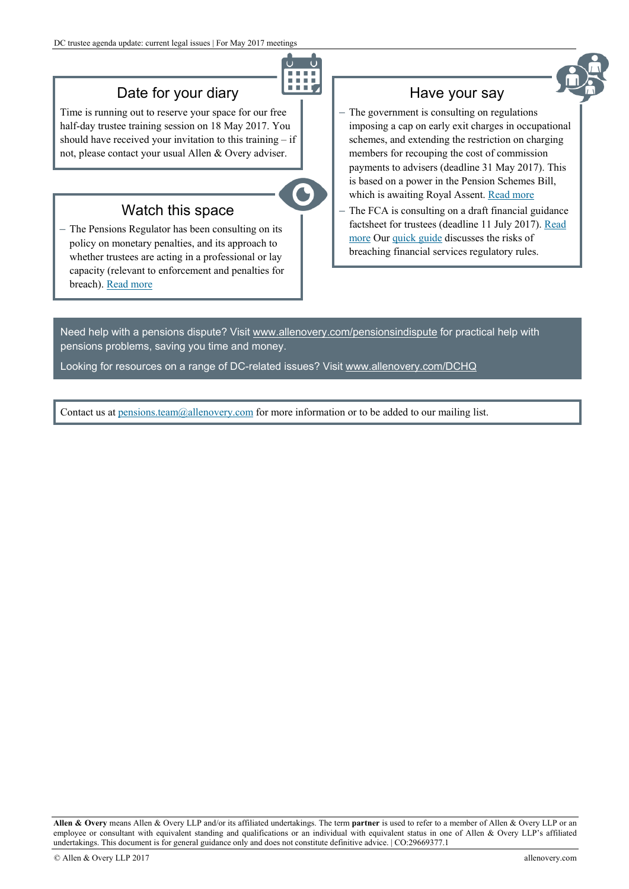## Date for your diary

Time is running out to reserve your space for our free half-day trustee training session on 18 May 2017. You should have received your invitation to this training – if not, please contact your usual Allen & Overy adviser.

## Watch this space

- The Pensions Regulator has been consulting on its policy on monetary penalties, and its approach to whether trustees are acting in a professional or lay capacity (relevant to enforcement and penalties for breach). Read more

## Have your say

- The government is consulting on regulations imposing a cap on early exit charges in occupational schemes, and extending the restriction on charging members for recouping the cost of commission payments to advisers (deadline 31 May 2017). This is based on a power in the Pension Schemes Bill, which is awaiting Royal Assent. Read more
- The FCA is consulting on a draft financial guidance factsheet for trustees (deadline 11 July 2017). Read more Our quick guide discusses the risks of breaching financial services regulatory rules.

Need help with a pensions dispute? Visit www.allenovery.com/pensionsindispute for practical help with pensions problems, saving you time and money.

Looking for resources on a range of DC-related issues? Visit www.allenovery.com/DCHQ

Contact us at pensions.team@allenovery.com for more information or to be added to our mailing list.

**Allen & Overy** means Allen & Overy LLP and/or its affiliated undertakings. The term **partner** is used to refer to a member of Allen & Overy LLP or an employee or consultant with equivalent standing and qualifications or an individual with equivalent status in one of Allen & Overy LLP's affiliated undertakings. This document is for general guidance only and does not constitute definitive advice. | CO:29669377.1

© Allen & Overy LLP 2017 allenovery.com